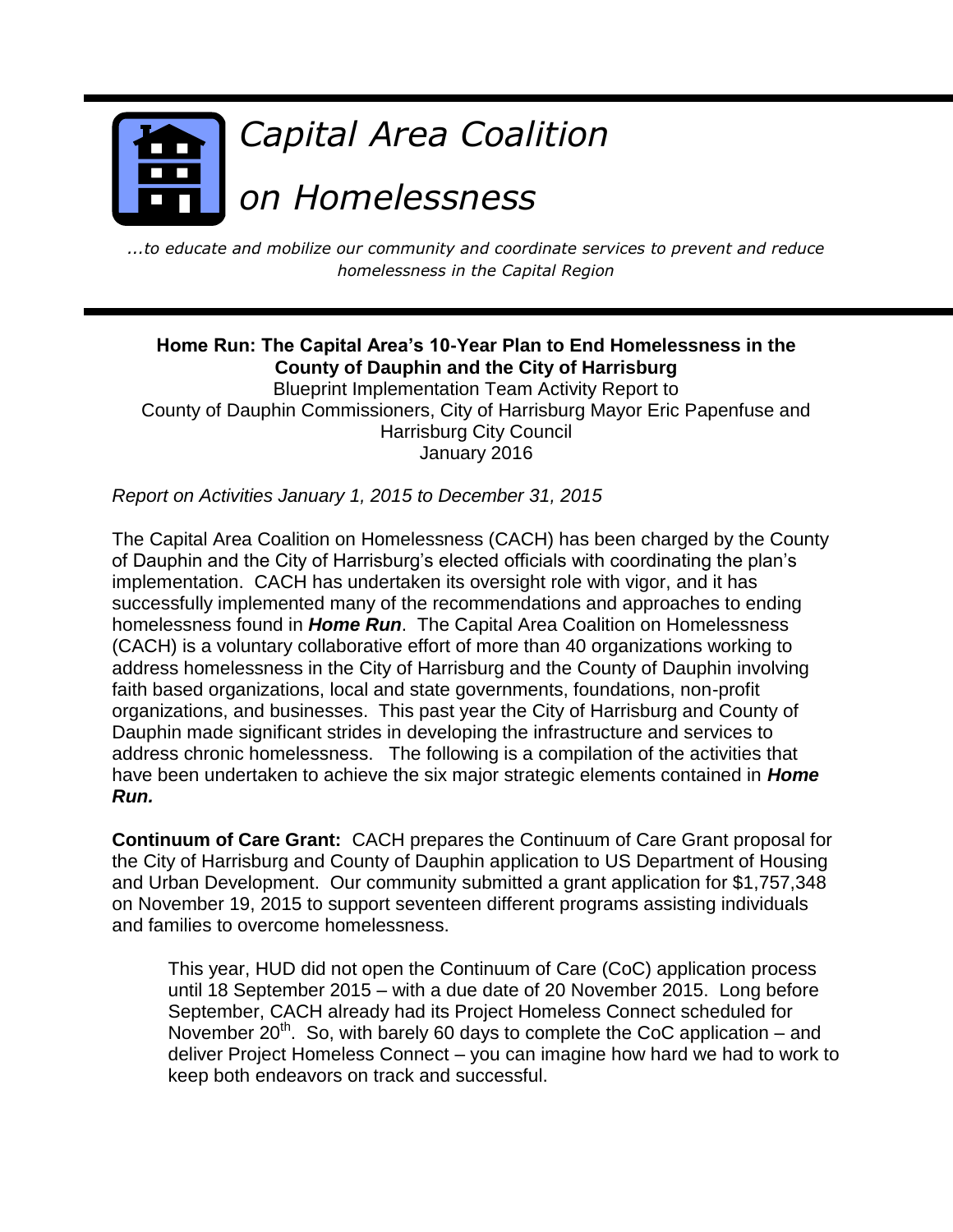# *Capital Area Coalition on Homelessness*

*...to educate and mobilize our community and coordinate services to prevent and reduce homelessness in the Capital Region*

**Home Run: The Capital Area's 10-Year Plan to End Homelessness in the County of Dauphin and the City of Harrisburg**

Blueprint Implementation Team Activity Report to
County of Dauphin Commissioners, City of Harrisburg Mayor Eric Papenfuse and Harrisburg City Council
January 2016

*Report on Activities January 1, 2015 to December 31, 2015*

The Capital Area Coalition on Homelessness (CACH) has been charged by the County of Dauphin and the City of Harrisburg's elected officials with coordinating the plan's implementation. CACH has undertaken its oversight role with vigor, and it has successfully implemented many of the recommendations and approaches to ending homelessness found in ***Home Run***. The Capital Area Coalition on Homelessness (CACH) is a voluntary collaborative effort of more than 40 organizations working to address homelessness in the City of Harrisburg and the County of Dauphin involving faith based organizations, local and state governments, foundations, non-profit organizations, and businesses. This past year the City of Harrisburg and County of Dauphin made significant strides in developing the infrastructure and services to address chronic homelessness. The following is a compilation of the activities that have been undertaken to achieve the six major strategic elements contained in ***Home Run.***

**Continuum of Care Grant:** CACH prepares the Continuum of Care Grant proposal for the City of Harrisburg and County of Dauphin application to US Department of Housing and Urban Development. Our community submitted a grant application for $1,757,348 on November 19, 2015 to support seventeen different programs assisting individuals and families to overcome homelessness.

> This year, HUD did not open the Continuum of Care (CoC) application process until 18 September 2015 – with a due date of 20 November 2015. Long before September, CACH already had its Project Homeless Connect scheduled for November 20th. So, with barely 60 days to complete the CoC application – and deliver Project Homeless Connect – you can imagine how hard we had to work to keep both endeavors on track and successful.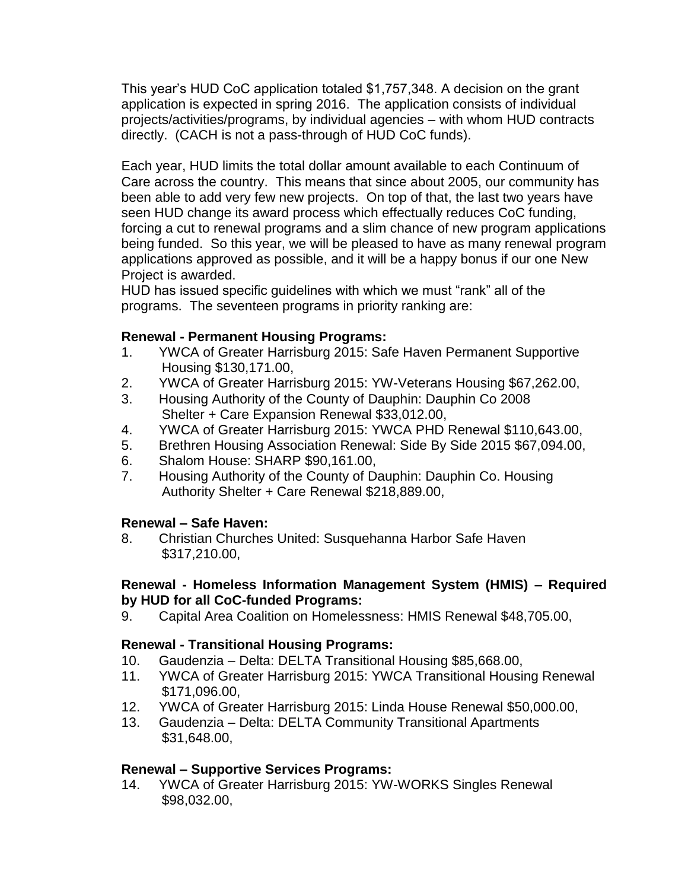This year's HUD CoC application totaled $1,757,348. A decision on the grant application is expected in spring 2016. The application consists of individual projects/activities/programs, by individual agencies – with whom HUD contracts directly. (CACH is not a pass-through of HUD CoC funds).

Each year, HUD limits the total dollar amount available to each Continuum of Care across the country. This means that since about 2005, our community has been able to add very few new projects. On top of that, the last two years have seen HUD change its award process which effectually reduces CoC funding, forcing a cut to renewal programs and a slim chance of new program applications being funded. So this year, we will be pleased to have as many renewal program applications approved as possible, and it will be a happy bonus if our one New Project is awarded.

HUD has issued specific guidelines with which we must "rank" all of the programs. The seventeen programs in priority ranking are:

**Renewal - Permanent Housing Programs:**

1. YWCA of Greater Harrisburg 2015: Safe Haven Permanent Supportive Housing $130,171.00,
2. YWCA of Greater Harrisburg 2015: YW-Veterans Housing $67,262.00,
3. Housing Authority of the County of Dauphin: Dauphin Co 2008 Shelter + Care Expansion Renewal $33,012.00,
4. YWCA of Greater Harrisburg 2015: YWCA PHD Renewal $110,643.00,
5. Brethren Housing Association Renewal: Side By Side 2015 $67,094.00,
6. Shalom House: SHARP $90,161.00,
7. Housing Authority of the County of Dauphin: Dauphin Co. Housing Authority Shelter + Care Renewal $218,889.00,

**Renewal – Safe Haven:**

8. Christian Churches United: Susquehanna Harbor Safe Haven $317,210.00,

**Renewal - Homeless Information Management System (HMIS) – Required by HUD for all CoC-funded Programs:**

9. Capital Area Coalition on Homelessness: HMIS Renewal $48,705.00,

**Renewal - Transitional Housing Programs:**

10. Gaudenzia – Delta: DELTA Transitional Housing $85,668.00,
11. YWCA of Greater Harrisburg 2015: YWCA Transitional Housing Renewal $171,096.00,
12. YWCA of Greater Harrisburg 2015: Linda House Renewal $50,000.00,
13. Gaudenzia – Delta: DELTA Community Transitional Apartments $31,648.00,

**Renewal – Supportive Services Programs:**

14. YWCA of Greater Harrisburg 2015: YW-WORKS Singles Renewal $98,032.00,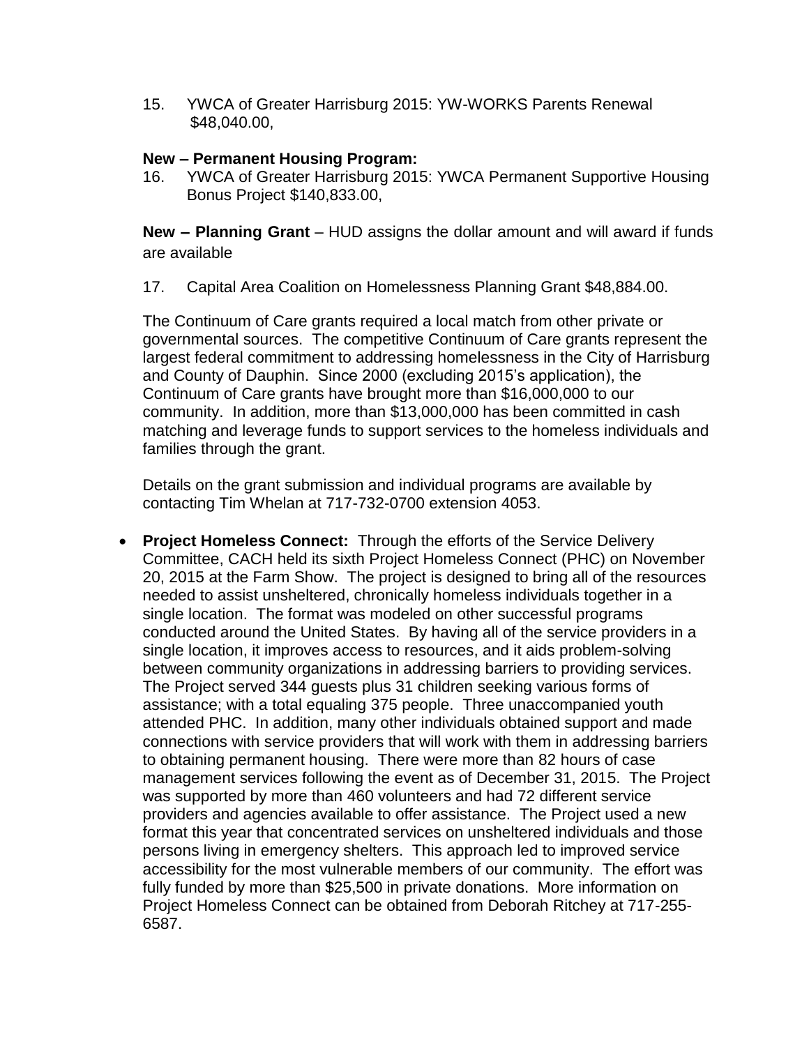15. YWCA of Greater Harrisburg 2015: YW-WORKS Parents Renewal $48,040.00,

**New – Permanent Housing Program:**

16. YWCA of Greater Harrisburg 2015: YWCA Permanent Supportive Housing Bonus Project $140,833.00,

**New – Planning Grant** – HUD assigns the dollar amount and will award if funds are available

17. Capital Area Coalition on Homelessness Planning Grant $48,884.00.

The Continuum of Care grants required a local match from other private or governmental sources. The competitive Continuum of Care grants represent the largest federal commitment to addressing homelessness in the City of Harrisburg and County of Dauphin. Since 2000 (excluding 2015's application), the Continuum of Care grants have brought more than $16,000,000 to our community. In addition, more than $13,000,000 has been committed in cash matching and leverage funds to support services to the homeless individuals and families through the grant.

Details on the grant submission and individual programs are available by contacting Tim Whelan at 717-732-0700 extension 4053.

- **Project Homeless Connect:** Through the efforts of the Service Delivery Committee, CACH held its sixth Project Homeless Connect (PHC) on November 20, 2015 at the Farm Show. The project is designed to bring all of the resources needed to assist unsheltered, chronically homeless individuals together in a single location. The format was modeled on other successful programs conducted around the United States. By having all of the service providers in a single location, it improves access to resources, and it aids problem-solving between community organizations in addressing barriers to providing services. The Project served 344 guests plus 31 children seeking various forms of assistance; with a total equaling 375 people. Three unaccompanied youth attended PHC. In addition, many other individuals obtained support and made connections with service providers that will work with them in addressing barriers to obtaining permanent housing. There were more than 82 hours of case management services following the event as of December 31, 2015. The Project was supported by more than 460 volunteers and had 72 different service providers and agencies available to offer assistance. The Project used a new format this year that concentrated services on unsheltered individuals and those persons living in emergency shelters. This approach led to improved service accessibility for the most vulnerable members of our community. The effort was fully funded by more than $25,500 in private donations. More information on Project Homeless Connect can be obtained from Deborah Ritchey at 717-255-6587.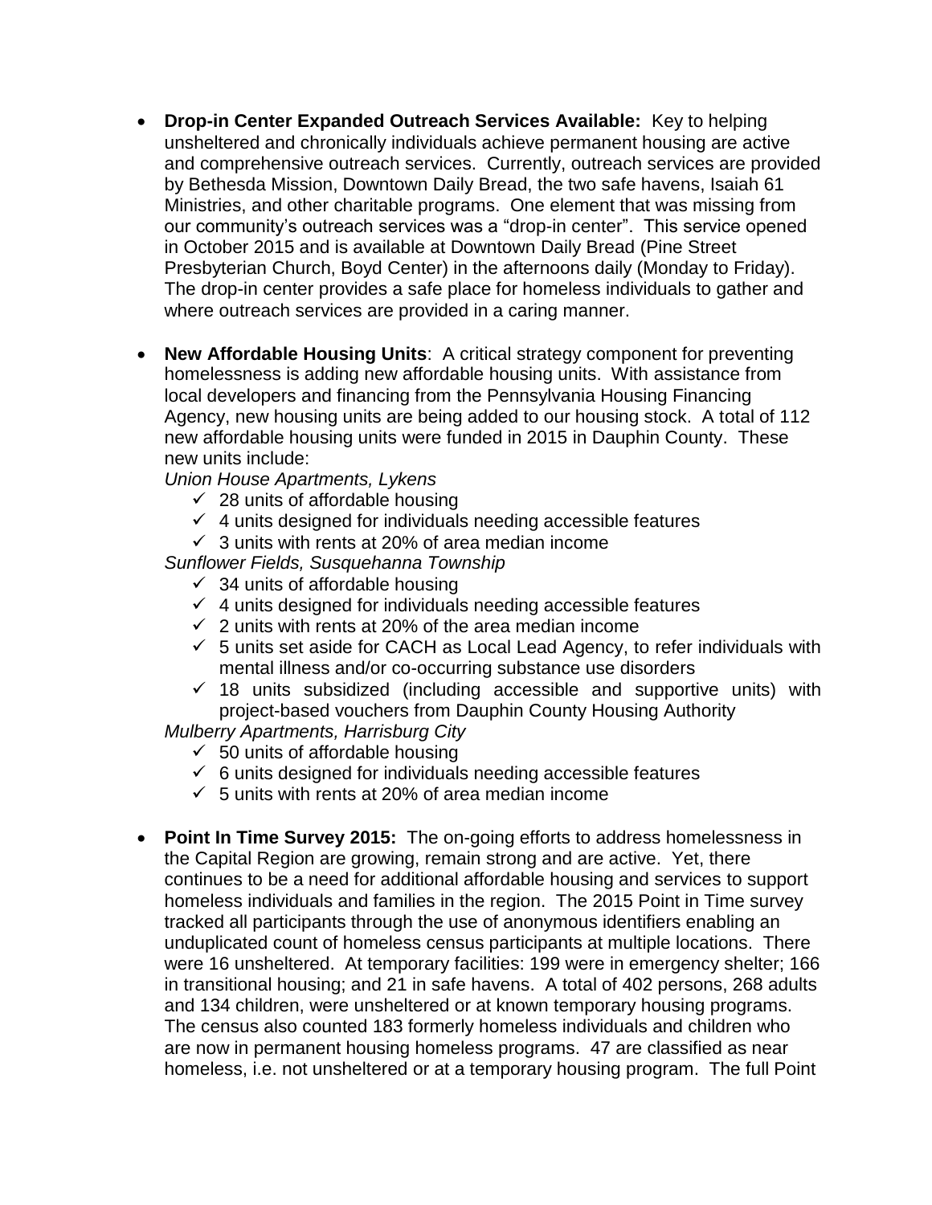- **Drop-in Center Expanded Outreach Services Available:** Key to helping unsheltered and chronically individuals achieve permanent housing are active and comprehensive outreach services. Currently, outreach services are provided by Bethesda Mission, Downtown Daily Bread, the two safe havens, Isaiah 61 Ministries, and other charitable programs. One element that was missing from our community's outreach services was a "drop-in center". This service opened in October 2015 and is available at Downtown Daily Bread (Pine Street Presbyterian Church, Boyd Center) in the afternoons daily (Monday to Friday). The drop-in center provides a safe place for homeless individuals to gather and where outreach services are provided in a caring manner.

- **New Affordable Housing Units**: A critical strategy component for preventing homelessness is adding new affordable housing units. With assistance from local developers and financing from the Pennsylvania Housing Financing Agency, new housing units are being added to our housing stock. A total of 112 new affordable housing units were funded in 2015 in Dauphin County. These new units include:

  *Union House Apartments, Lykens*
  - ✓ 28 units of affordable housing
  - ✓ 4 units designed for individuals needing accessible features
  - ✓ 3 units with rents at 20% of area median income

  *Sunflower Fields, Susquehanna Township*
  - ✓ 34 units of affordable housing
  - ✓ 4 units designed for individuals needing accessible features
  - ✓ 2 units with rents at 20% of the area median income
  - ✓ 5 units set aside for CACH as Local Lead Agency, to refer individuals with mental illness and/or co-occurring substance use disorders
  - ✓ 18 units subsidized (including accessible and supportive units) with project-based vouchers from Dauphin County Housing Authority

  *Mulberry Apartments, Harrisburg City*
  - ✓ 50 units of affordable housing
  - ✓ 6 units designed for individuals needing accessible features
  - ✓ 5 units with rents at 20% of area median income

- **Point In Time Survey 2015:** The on-going efforts to address homelessness in the Capital Region are growing, remain strong and are active. Yet, there continues to be a need for additional affordable housing and services to support homeless individuals and families in the region. The 2015 Point in Time survey tracked all participants through the use of anonymous identifiers enabling an unduplicated count of homeless census participants at multiple locations. There were 16 unsheltered. At temporary facilities: 199 were in emergency shelter; 166 in transitional housing; and 21 in safe havens. A total of 402 persons, 268 adults and 134 children, were unsheltered or at known temporary housing programs. The census also counted 183 formerly homeless individuals and children who are now in permanent housing homeless programs. 47 are classified as near homeless, i.e. not unsheltered or at a temporary housing program. The full Point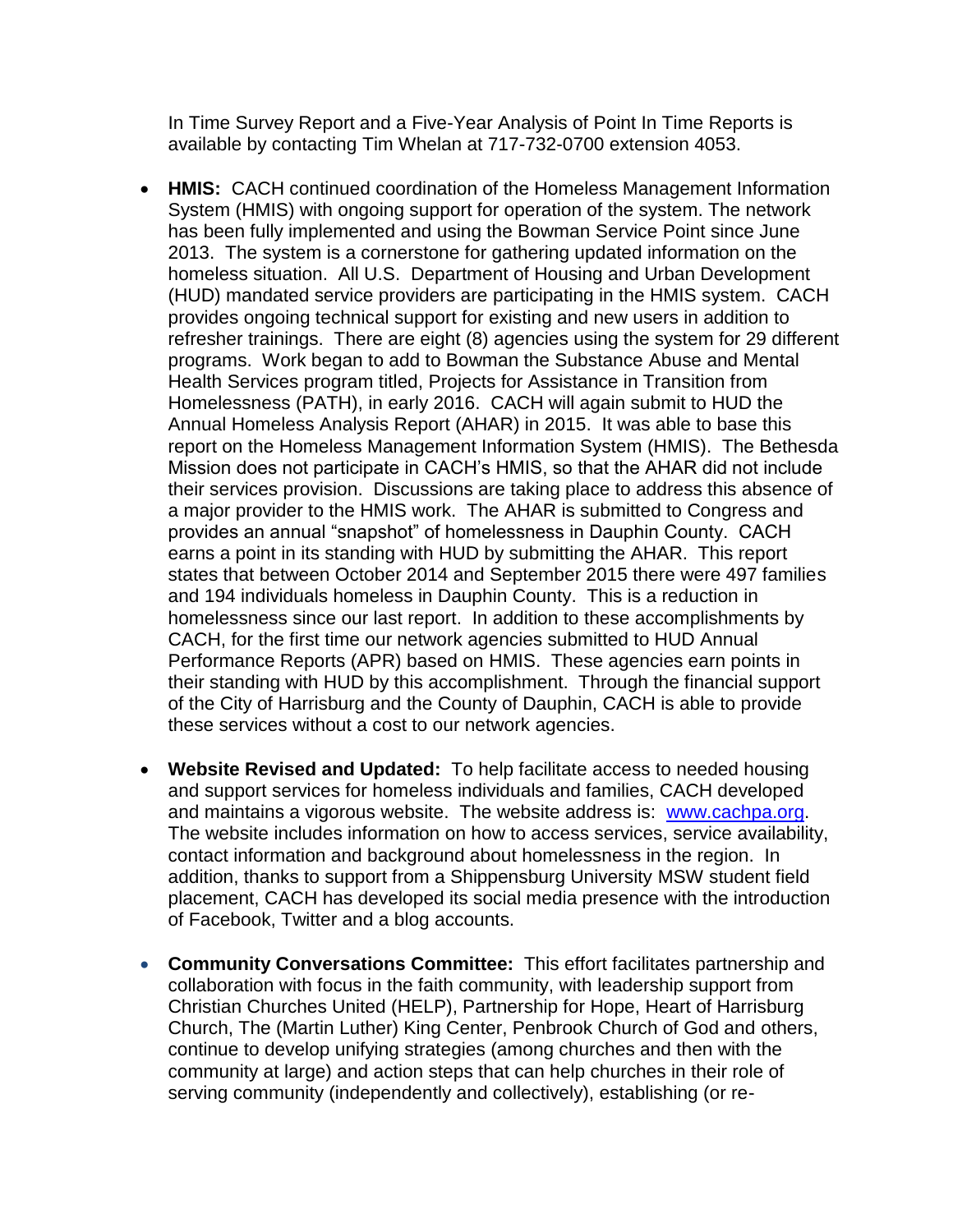In Time Survey Report and a Five-Year Analysis of Point In Time Reports is available by contacting Tim Whelan at 717-732-0700 extension 4053.

- **HMIS:** CACH continued coordination of the Homeless Management Information System (HMIS) with ongoing support for operation of the system. The network has been fully implemented and using the Bowman Service Point since June 2013. The system is a cornerstone for gathering updated information on the homeless situation. All U.S. Department of Housing and Urban Development (HUD) mandated service providers are participating in the HMIS system. CACH provides ongoing technical support for existing and new users in addition to refresher trainings. There are eight (8) agencies using the system for 29 different programs. Work began to add to Bowman the Substance Abuse and Mental Health Services program titled, Projects for Assistance in Transition from Homelessness (PATH), in early 2016. CACH will again submit to HUD the Annual Homeless Analysis Report (AHAR) in 2015. It was able to base this report on the Homeless Management Information System (HMIS). The Bethesda Mission does not participate in CACH's HMIS, so that the AHAR did not include their services provision. Discussions are taking place to address this absence of a major provider to the HMIS work. The AHAR is submitted to Congress and provides an annual "snapshot" of homelessness in Dauphin County. CACH earns a point in its standing with HUD by submitting the AHAR. This report states that between October 2014 and September 2015 there were 497 families and 194 individuals homeless in Dauphin County. This is a reduction in homelessness since our last report. In addition to these accomplishments by CACH, for the first time our network agencies submitted to HUD Annual Performance Reports (APR) based on HMIS. These agencies earn points in their standing with HUD by this accomplishment. Through the financial support of the City of Harrisburg and the County of Dauphin, CACH is able to provide these services without a cost to our network agencies.

- **Website Revised and Updated:** To help facilitate access to needed housing and support services for homeless individuals and families, CACH developed and maintains a vigorous website. The website address is: [www.cachpa.org](http://www.cachpa.org). The website includes information on how to access services, service availability, contact information and background about homelessness in the region. In addition, thanks to support from a Shippensburg University MSW student field placement, CACH has developed its social media presence with the introduction of Facebook, Twitter and a blog accounts.

- **Community Conversations Committee:** This effort facilitates partnership and collaboration with focus in the faith community, with leadership support from Christian Churches United (HELP), Partnership for Hope, Heart of Harrisburg Church, The (Martin Luther) King Center, Penbrook Church of God and others, continue to develop unifying strategies (among churches and then with the community at large) and action steps that can help churches in their role of serving community (independently and collectively), establishing (or re-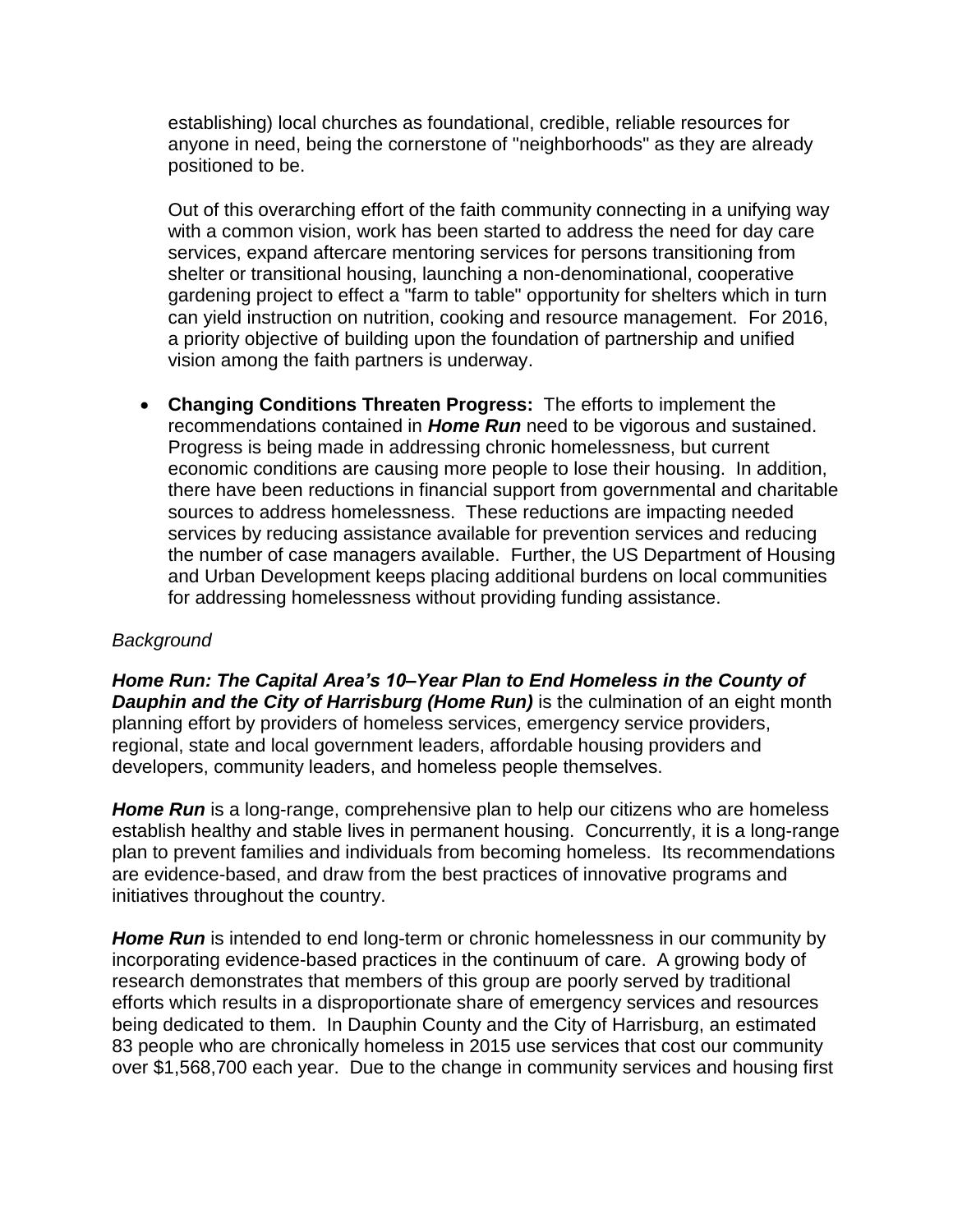establishing) local churches as foundational, credible, reliable resources for anyone in need, being the cornerstone of "neighborhoods" as they are already positioned to be.

Out of this overarching effort of the faith community connecting in a unifying way with a common vision, work has been started to address the need for day care services, expand aftercare mentoring services for persons transitioning from shelter or transitional housing, launching a non-denominational, cooperative gardening project to effect a "farm to table" opportunity for shelters which in turn can yield instruction on nutrition, cooking and resource management. For 2016, a priority objective of building upon the foundation of partnership and unified vision among the faith partners is underway.

- **Changing Conditions Threaten Progress:** The efforts to implement the recommendations contained in ***Home Run*** need to be vigorous and sustained. Progress is being made in addressing chronic homelessness, but current economic conditions are causing more people to lose their housing. In addition, there have been reductions in financial support from governmental and charitable sources to address homelessness. These reductions are impacting needed services by reducing assistance available for prevention services and reducing the number of case managers available. Further, the US Department of Housing and Urban Development keeps placing additional burdens on local communities for addressing homelessness without providing funding assistance.

*Background*

***Home Run: The Capital Area's 10–Year Plan to End Homeless in the County of Dauphin and the City of Harrisburg (Home Run)*** is the culmination of an eight month planning effort by providers of homeless services, emergency service providers, regional, state and local government leaders, affordable housing providers and developers, community leaders, and homeless people themselves.

***Home Run*** is a long-range, comprehensive plan to help our citizens who are homeless establish healthy and stable lives in permanent housing. Concurrently, it is a long-range plan to prevent families and individuals from becoming homeless. Its recommendations are evidence-based, and draw from the best practices of innovative programs and initiatives throughout the country.

***Home Run*** is intended to end long-term or chronic homelessness in our community by incorporating evidence-based practices in the continuum of care. A growing body of research demonstrates that members of this group are poorly served by traditional efforts which results in a disproportionate share of emergency services and resources being dedicated to them. In Dauphin County and the City of Harrisburg, an estimated 83 people who are chronically homeless in 2015 use services that cost our community over $1,568,700 each year. Due to the change in community services and housing first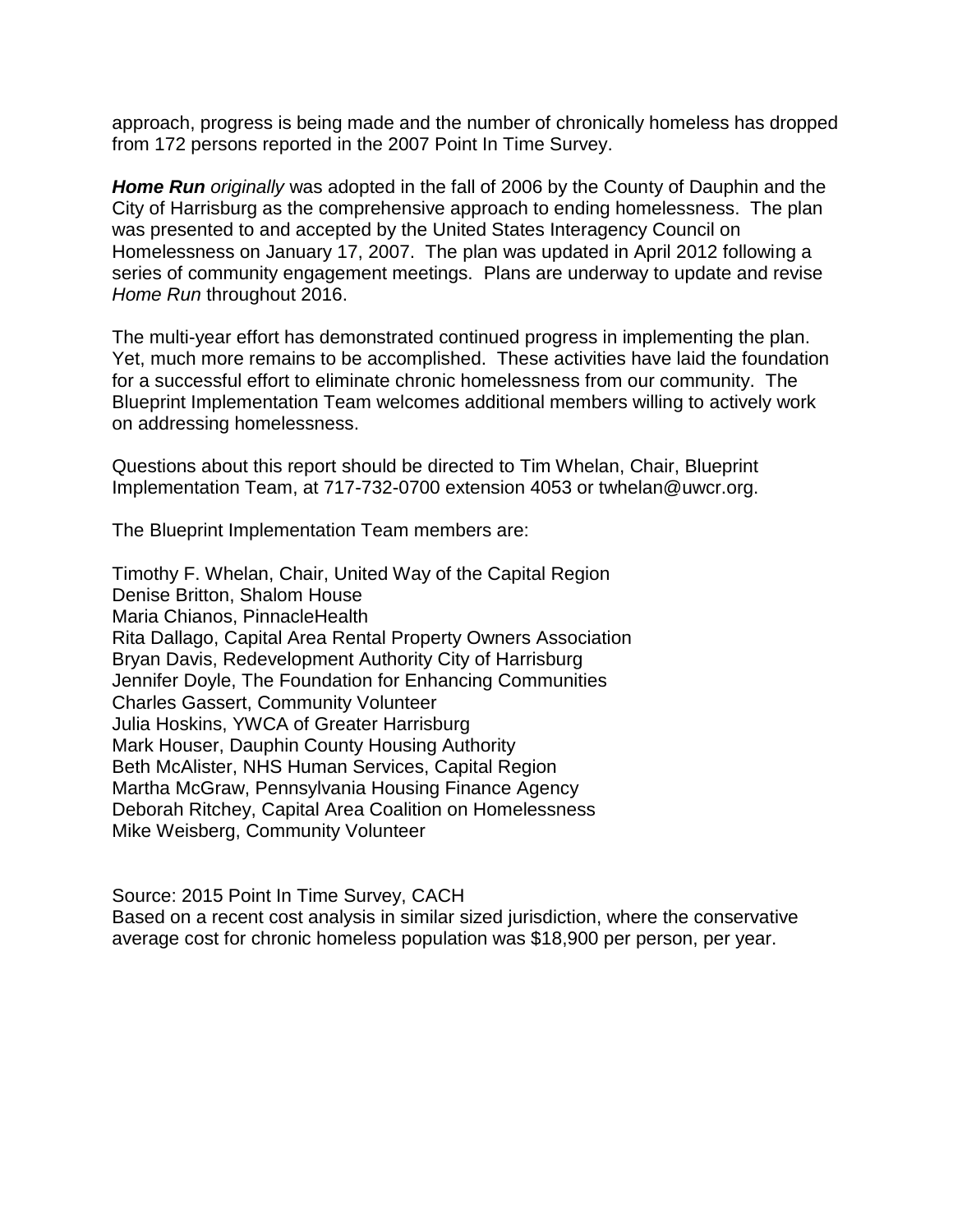approach, progress is being made and the number of chronically homeless has dropped from 172 persons reported in the 2007 Point In Time Survey.

***Home Run*** *originally* was adopted in the fall of 2006 by the County of Dauphin and the City of Harrisburg as the comprehensive approach to ending homelessness. The plan was presented to and accepted by the United States Interagency Council on Homelessness on January 17, 2007. The plan was updated in April 2012 following a series of community engagement meetings. Plans are underway to update and revise *Home Run* throughout 2016.

The multi-year effort has demonstrated continued progress in implementing the plan. Yet, much more remains to be accomplished. These activities have laid the foundation for a successful effort to eliminate chronic homelessness from our community. The Blueprint Implementation Team welcomes additional members willing to actively work on addressing homelessness.

Questions about this report should be directed to Tim Whelan, Chair, Blueprint Implementation Team, at 717-732-0700 extension 4053 or twhelan@uwcr.org.

The Blueprint Implementation Team members are:

Timothy F. Whelan, Chair, United Way of the Capital Region
Denise Britton, Shalom House
Maria Chianos, PinnacleHealth
Rita Dallago, Capital Area Rental Property Owners Association
Bryan Davis, Redevelopment Authority City of Harrisburg
Jennifer Doyle, The Foundation for Enhancing Communities
Charles Gassert, Community Volunteer
Julia Hoskins, YWCA of Greater Harrisburg
Mark Houser, Dauphin County Housing Authority
Beth McAlister, NHS Human Services, Capital Region
Martha McGraw, Pennsylvania Housing Finance Agency
Deborah Ritchey, Capital Area Coalition on Homelessness
Mike Weisberg, Community Volunteer

Source: 2015 Point In Time Survey, CACH
Based on a recent cost analysis in similar sized jurisdiction, where the conservative average cost for chronic homeless population was $18,900 per person, per year.